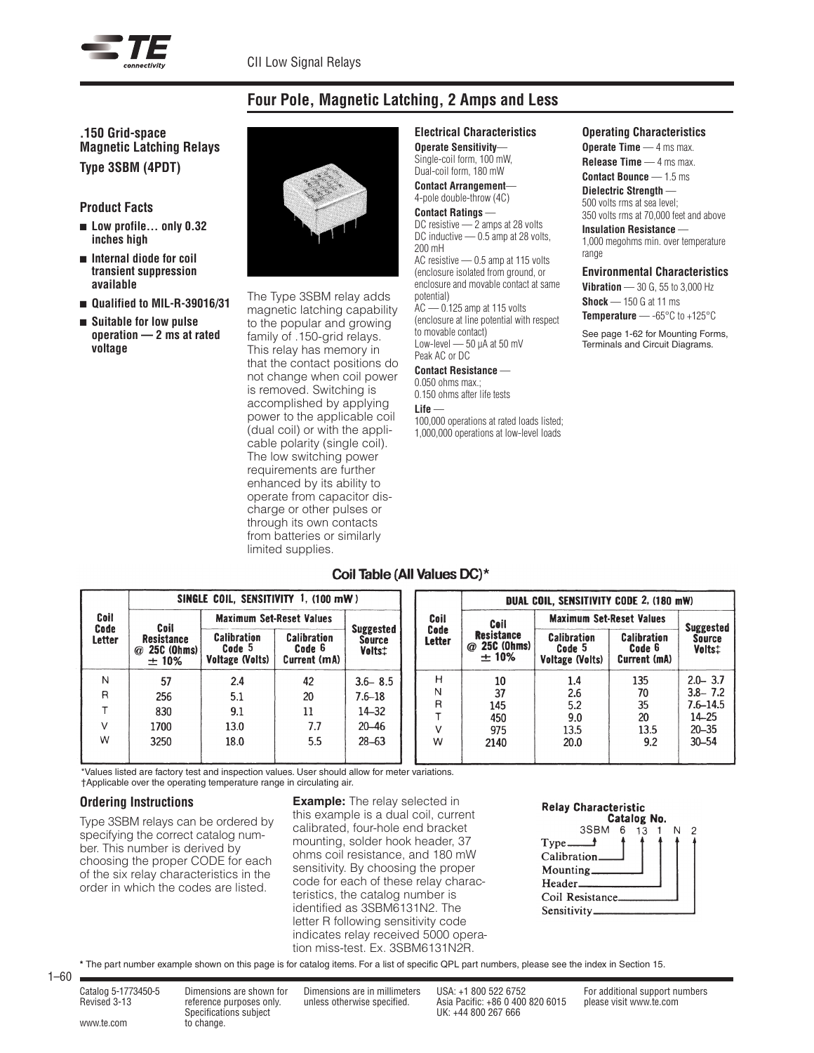## Four Pole, Magnetic Latching, 2 Amps and Less

### .150 Grid-space Magnetic Latching Relays

**Type 3SBM (4PDT)**

### Product Facts

- **Low profile… only 0.32 inches high**
- **Internal diode for coil transient suppression available**
- **Qualified to MIL-R-39016/31**
- **Suitable for low pulse operation — 2 ms at rated voltage**

The Type 3SBM relay adds magnetic latching capability to the popular and growing family of .150-grid relays. This relay has memory in that the contact positions do not change when coil power is removed. Switching is accomplished by applying power to the applicable coil (dual coil) or with the applicable polarity (single coil). The low switching power requirements are further enhanced by its ability to operate from capacitor discharge or other pulses or through its own contacts from batteries or similarly limited supplies.

### Electrical Characteristics

**Operate Sensitivity**—
Single-coil form, 100 mW,
Dual-coil form, 180 mW

**Contact Arrangement**—
4-pole double-throw (4C)

**Contact Ratings** —
DC resistive — 2 amps at 28 volts
DC inductive — 0.5 amp at 28 volts, 200 mH
AC resistive — 0.5 amp at 115 volts (enclosure isolated from ground, or enclosure and movable contact at same potential)
AC — 0.125 amp at 115 volts (enclosure at line potential with respect to movable contact)
Low-level — 50 µA at 50 mV Peak AC or DC

**Contact Resistance** —
0.050 ohms max.;
0.150 ohms after life tests

**Life** —
100,000 operations at rated loads listed;
1,000,000 operations at low-level loads

### Operating Characteristics

**Operate Time** — 4 ms max.

**Release Time** — 4 ms max.

**Contact Bounce** — 1.5 ms

**Dielectric Strength** —
500 volts rms at sea level;
350 volts rms at 70,000 feet and above

**Insulation Resistance** —
1,000 megohms min. over temperature range

### Environmental Characteristics

**Vibration** — 30 G, 55 to 3,000 Hz

**Shock** — 150 G at 11 ms

**Temperature** — -65°C to +125°C

See page 1-62 for Mounting Forms, Terminals and Circuit Diagrams.

### Coil Table (All Values DC)*

| SINGLE COIL, SENSITIVITY 1, (100 mW) | | | | |
|---|---|---|---|---|
| Coil Code Letter | Coil Resistance @ 25C (Ohms) ± 10% | Maximum Set-Reset Values: Calibration Code 5 Voltage (Volts) | Maximum Set-Reset Values: Calibration Code 6 Current (mA) | Suggested Source Volts‡ |
| N | 57 | 2.4 | 42 | 3.6– 8.5 |
| R | 256 | 5.1 | 20 | 7.6–18 |
| T | 830 | 9.1 | 11 | 14–32 |
| V | 1700 | 13.0 | 7.7 | 20–46 |
| W | 3250 | 18.0 | 5.5 | 28–63 |

| DUAL COIL, SENSITIVITY CODE 2, (180 mW) | | | | |
|---|---|---|---|---|
| Coil Code Letter | Coil Resistance @ 25C (Ohms) ± 10% | Maximum Set-Reset Values: Calibration Code 5 Voltage (Volts) | Maximum Set-Reset Values: Calibration Code 6 Current (mA) | Suggested Source Volts‡ |
| H | 10 | 1.4 | 135 | 2.0– 3.7 |
| N | 37 | 2.6 | 70 | 3.8– 7.2 |
| R | 145 | 5.2 | 35 | 7.6–14.5 |
| T | 450 | 9.0 | 20 | 14–25 |
| V | 975 | 13.5 | 13.5 | 20–35 |
| W | 2140 | 20.0 | 9.2 | 30–54 |

*Values listed are factory test and inspection values. User should allow for meter variations.
†Applicable over the operating temperature range in circulating air.

### Ordering Instructions

Type 3SBM relays can be ordered by specifying the correct catalog number. This number is derived by choosing the proper CODE for each of the six relay characteristics in the order in which the codes are listed.

**Example:** The relay selected in this example is a dual coil, current calibrated, four-hole end bracket mounting, solder hook header, 37 ohms coil resistance, and 180 mW sensitivity. By choosing the proper code for each of these relay characteristics, the catalog number is identified as 3SBM6131N2. The letter R following sensitivity code indicates relay received 5000 operation miss-test. Ex. 3SBM6131N2R.

**Relay Characteristic** — **Catalog No.**

3SBM 6 13 1 N 2

- Type — 3SBM
- Calibration — 6
- Mounting — 13
- Header — 1
- Coil Resistance — N
- Sensitivity — 2

* The part number example shown on this page is for catalog items. For a list of specific QPL part numbers, please see the index in Section 15.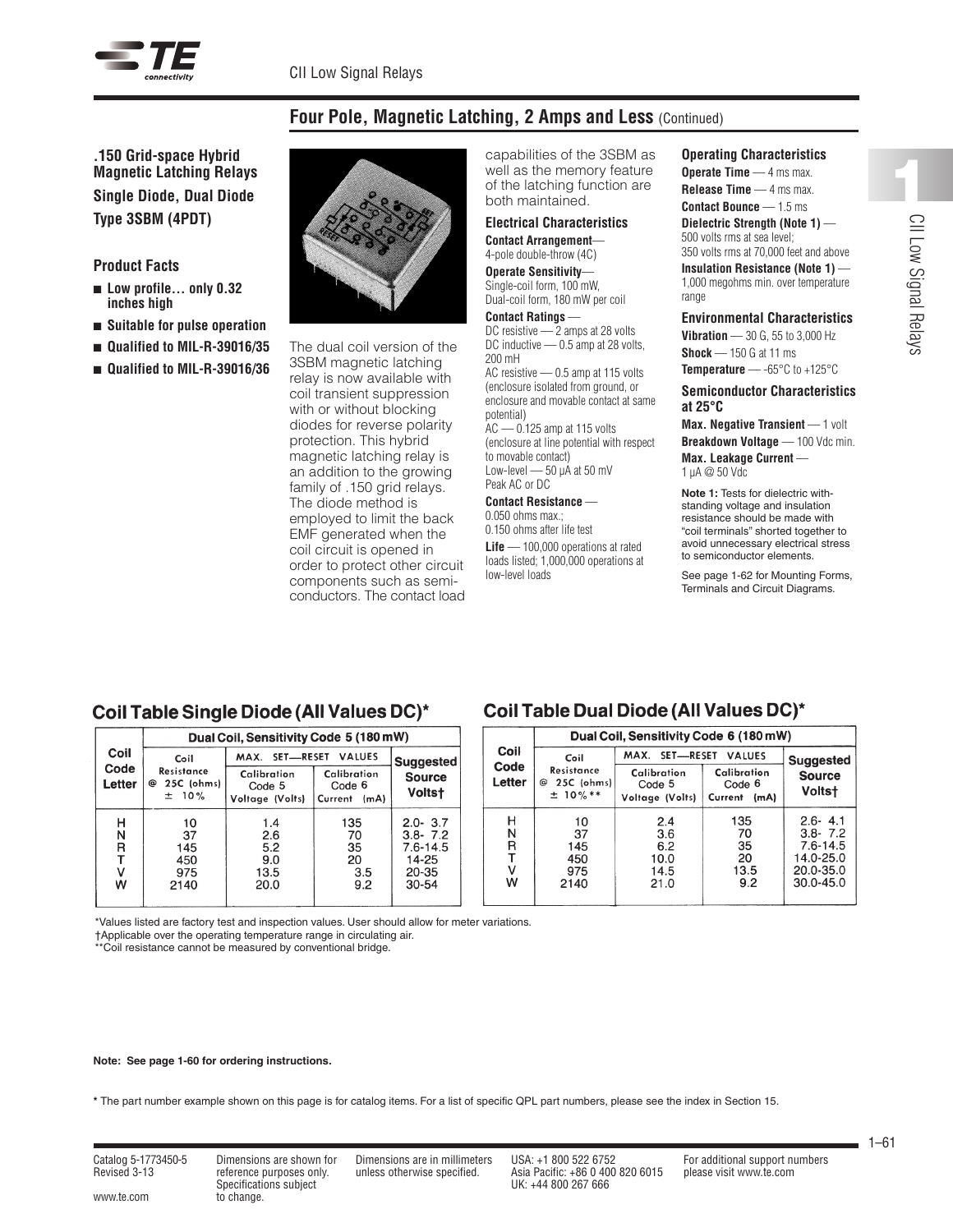## Four Pole, Magnetic Latching, 2 Amps and Less (Continued)

### .150 Grid-space Hybrid Magnetic Latching Relays

### Single Diode, Dual Diode

### Type 3SBM (4PDT)

#### Product Facts

- Low profile… only 0.32 inches high
- Suitable for pulse operation
- Qualified to MIL-R-39016/35
- Qualified to MIL-R-39016/36

The dual coil version of the 3SBM magnetic latching relay is now available with coil transient suppression with or without blocking diodes for reverse polarity protection. This hybrid magnetic latching relay is an addition to the growing family of .150 grid relays. The diode method is employed to limit the back EMF generated when the coil circuit is opened in order to protect other circuit components such as semi-conductors. The contact load capabilities of the 3SBM as well as the memory feature of the latching function are both maintained.

#### Electrical Characteristics

**Contact Arrangement**— 4-pole double-throw (4C)

**Operate Sensitivity**— Single-coil form, 100 mW, Dual-coil form, 180 mW per coil

**Contact Ratings** — DC resistive — 2 amps at 28 volts
DC inductive — 0.5 amp at 28 volts, 200 mH
AC resistive — 0.5 amp at 115 volts (enclosure isolated from ground, or enclosure and movable contact at same potential)
AC — 0.125 amp at 115 volts (enclosure at line potential with respect to movable contact)
Low-level — 50 μA at 50 mV Peak AC or DC

**Contact Resistance** — 0.050 ohms max.; 0.150 ohms after life test

**Life** — 100,000 operations at rated loads listed; 1,000,000 operations at low-level loads

#### Operating Characteristics

**Operate Time** — 4 ms max.

**Release Time** — 4 ms max.

**Contact Bounce** — 1.5 ms

**Dielectric Strength (Note 1)** — 500 volts rms at sea level; 350 volts rms at 70,000 feet and above

**Insulation Resistance (Note 1)** — 1,000 megohms min. over temperature range

#### Environmental Characteristics

**Vibration** — 30 G, 55 to 3,000 Hz

**Shock** — 150 G at 11 ms

**Temperature** — -65°C to +125°C

#### Semiconductor Characteristics at 25°C

**Max. Negative Transient** — 1 volt

**Breakdown Voltage** — 100 Vdc min.

**Max. Leakage Current** — 1 μA @ 50 Vdc

**Note 1:** Tests for dielectric with-standing voltage and insulation resistance should be made with "coil terminals" shorted together to avoid unnecessary electrical stress to semiconductor elements.

See page 1-62 for Mounting Forms, Terminals and Circuit Diagrams.

### Coil Table Single Diode (All Values DC)*

| Coil Code Letter | Dual Coil, Sensitivity Code 5 (180 mW) | | | |
|---|---|---|---|---|
| | Coil Resistance @ 25C (ohms) ± 10% | MAX. SET—RESET VALUES Calibration Code 5 Voltage (Volts) | MAX. SET—RESET VALUES Calibration Code 6 Current (mA) | Suggested Source Volts† |
| H | 10 | 1.4 | 135 | 2.0- 3.7 |
| N | 37 | 2.6 | 70 | 3.8- 7.2 |
| R | 145 | 5.2 | 35 | 7.6-14.5 |
| T | 450 | 9.0 | 20 | 14-25 |
| V | 975 | 13.5 | 3.5 | 20-35 |
| W | 2140 | 20.0 | 9.2 | 30-54 |

### Coil Table Dual Diode (All Values DC)*

| Coil Code Letter | Dual Coil, Sensitivity Code 6 (180 mW) | | | |
|---|---|---|---|---|
| | Coil Resistance @ 25C (ohms) ± 10%** | MAX. SET—RESET VALUES Calibration Code 5 Voltage (Volts) | MAX. SET—RESET VALUES Calibration Code 6 Current (mA) | Suggested Source Volts† |
| H | 10 | 2.4 | 135 | 2.6- 4.1 |
| N | 37 | 3.6 | 70 | 3.8- 7.2 |
| R | 145 | 6.2 | 35 | 7.6-14.5 |
| T | 450 | 10.0 | 20 | 14.0-25.0 |
| V | 975 | 14.5 | 13.5 | 20.0-35.0 |
| W | 2140 | 21.0 | 9.2 | 30.0-45.0 |

*Values listed are factory test and inspection values. User should allow for meter variations.
†Applicable over the operating temperature range in circulating air.
**Coil resistance cannot be measured by conventional bridge.

**Note: See page 1-60 for ordering instructions.**

**\*** The part number example shown on this page is for catalog items. For a list of specific QPL part numbers, please see the index in Section 15.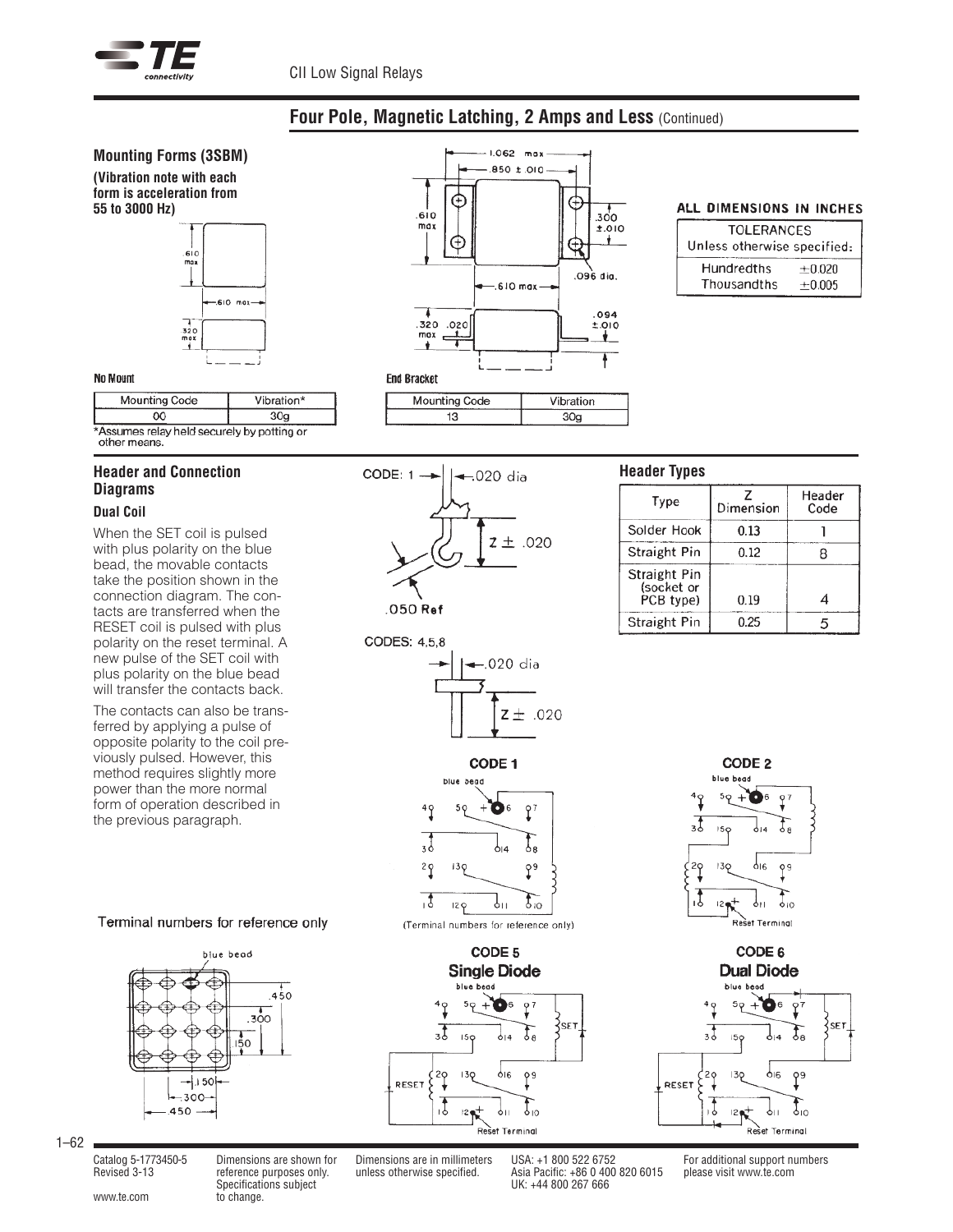## Four Pole, Magnetic Latching, 2 Amps and Less (Continued)

### Mounting Forms (3SBM)

**(Vibration note with each form is acceleration from 55 to 3000 Hz)**

.610 max
.610 max
.320 max

**No Mount**

| Mounting Code | Vibration* |
|---|---|
| 00 | 30g |

*Assumes relay held securely by potting or other means.

1.062 max
.850 ± .010
.610 max
.300 ±.010
.096 dia.
.610 max
.320 max
.020
.094 ±.010

**End Bracket**

| Mounting Code | Vibration |
|---|---|
| 13 | 30g |

ALL DIMENSIONS IN INCHES

| TOLERANCES Unless otherwise specified: | |
|---|---|
| Hundredths | ±0.020 |
| Thousandths | ±0.005 |

### Header and Connection Diagrams

#### Dual Coil

When the SET coil is pulsed with plus polarity on the blue bead, the movable contacts take the position shown in the connection diagram. The contacts are transferred when the RESET coil is pulsed with plus polarity on the reset terminal. A new pulse of the SET coil with plus polarity on the blue bead will transfer the contacts back.

The contacts can also be transferred by applying a pulse of opposite polarity to the coil previously pulsed. However, this method requires slightly more power than the more normal form of operation described in the previous paragraph.

CODE: 1
.020 dia
Z ± .020
.050 Ref

CODES: 4,5,8
.020 dia
Z ± .020

### Header Types

| Type | Z Dimension | Header Code |
|---|---|---|
| Solder Hook | 0.13 | 1 |
| Straight Pin | 0.12 | 8 |
| Straight Pin (socket or PCB type) | 0.19 | 4 |
| Straight Pin | 0.25 | 5 |

Terminal numbers for reference only

blue bead
.450
.300
.150
.150
.300
.450

**CODE 1**

blue bead

(Terminal numbers for reference only)

**CODE 2**

blue bead

Reset Terminal

**CODE 5**
**Single Diode**

blue bead
SET
RESET
Reset Terminal

**CODE 6**
**Dual Diode**

blue bead
SET
RESET
Reset Terminal

Catalog 5-1773450-5
Revised 3-13

www.te.com

Dimensions are shown for reference purposes only. Specifications subject to change.

Dimensions are in millimeters unless otherwise specified.

USA: +1 800 522 6752
Asia Pacific: +86 0 400 820 6015
UK: +44 800 267 666

For additional support numbers please visit www.te.com